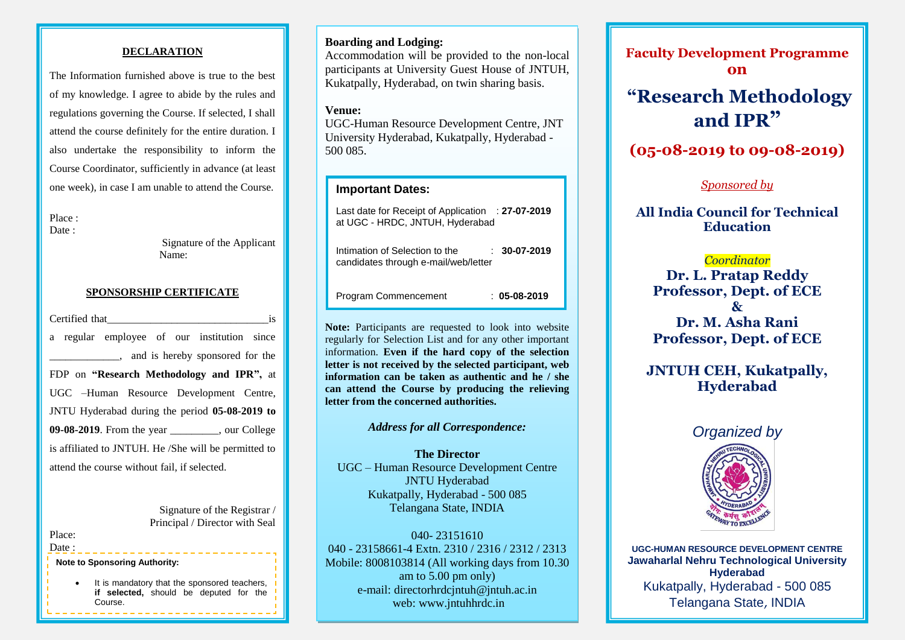## DECLARATION

The Information furnished above is true to the best of my knowledge. I agree to abide by the rules and regulations governing the Course. If selected, I shall attend the course definitely for the entire duration. I also undertake the responsibility to inform the Course Coordinator, sufficiently in advance (at least one week), in case I am unable to attend the Course.

Place :
Date :

Signature of the Applicant
Name:

## SPONSORSHIP CERTIFICATE

Certified that_____________________________is a regular employee of our institution since _____________, and is hereby sponsored for the FDP on **"Research Methodology and IPR",** at UGC –Human Resource Development Centre, JNTU Hyderabad during the period **05-08-2019 to 09-08-2019**. From the year _________, our College is affiliated to JNTUH. He /She will be permitted to attend the course without fail, if selected.

Signature of the Registrar / Principal / Director with Seal

Place:
Date :

**Note to Sponsoring Authority:**

- It is mandatory that the sponsored teachers, **if selected,** should be deputed for the Course.

**Boarding and Lodging:**
Accommodation will be provided to the non-local participants at University Guest House of JNTUH, Kukatpally, Hyderabad, on twin sharing basis.

**Venue:**
UGC-Human Resource Development Centre, JNT University Hyderabad, Kukatpally, Hyderabad - 500 085.

### Important Dates:

| | |
|---|---|
| Last date for Receipt of Application at UGC - HRDC, JNTUH, Hyderabad | : **27-07-2019** |
| Intimation of Selection to the candidates through e-mail/web/letter | : **30-07-2019** |
| Program Commencement | : **05-08-2019** |

**Note:** Participants are requested to look into website regularly for Selection List and for any other important information. **Even if the hard copy of the selection letter is not received by the selected participant, web information can be taken as authentic and he / she can attend the Course by producing the relieving letter from the concerned authorities.**

***Address for all Correspondence:***

**The Director**
UGC – Human Resource Development Centre
JNTU Hyderabad
Kukatpally, Hyderabad - 500 085
Telangana State, INDIA

040- 23151610
040 - 23158661-4 Extn. 2310 / 2316 / 2312 / 2313
Mobile: 8008103814 (All working days from 10.30 am to 5.00 pm only)
e-mail: directorhrdcjntuh@jntuh.ac.in
web: www.jntuhhrdc.in

## Faculty Development Programme on

# "Research Methodology and IPR"

## (05-08-2019 to 09-08-2019)

*Sponsored by*

**All India Council for Technical Education**

*Coordinator*
**Dr. L. Pratap Reddy**
**Professor, Dept. of ECE**
**&**
**Dr. M. Asha Rani**
**Professor, Dept. of ECE**

**JNTUH CEH, Kukatpally, Hyderabad**

*Organized by*

**UGC-HUMAN RESOURCE DEVELOPMENT CENTRE**
**Jawaharlal Nehru Technological University Hyderabad**
Kukatpally, Hyderabad - 500 085
Telangana State, INDIA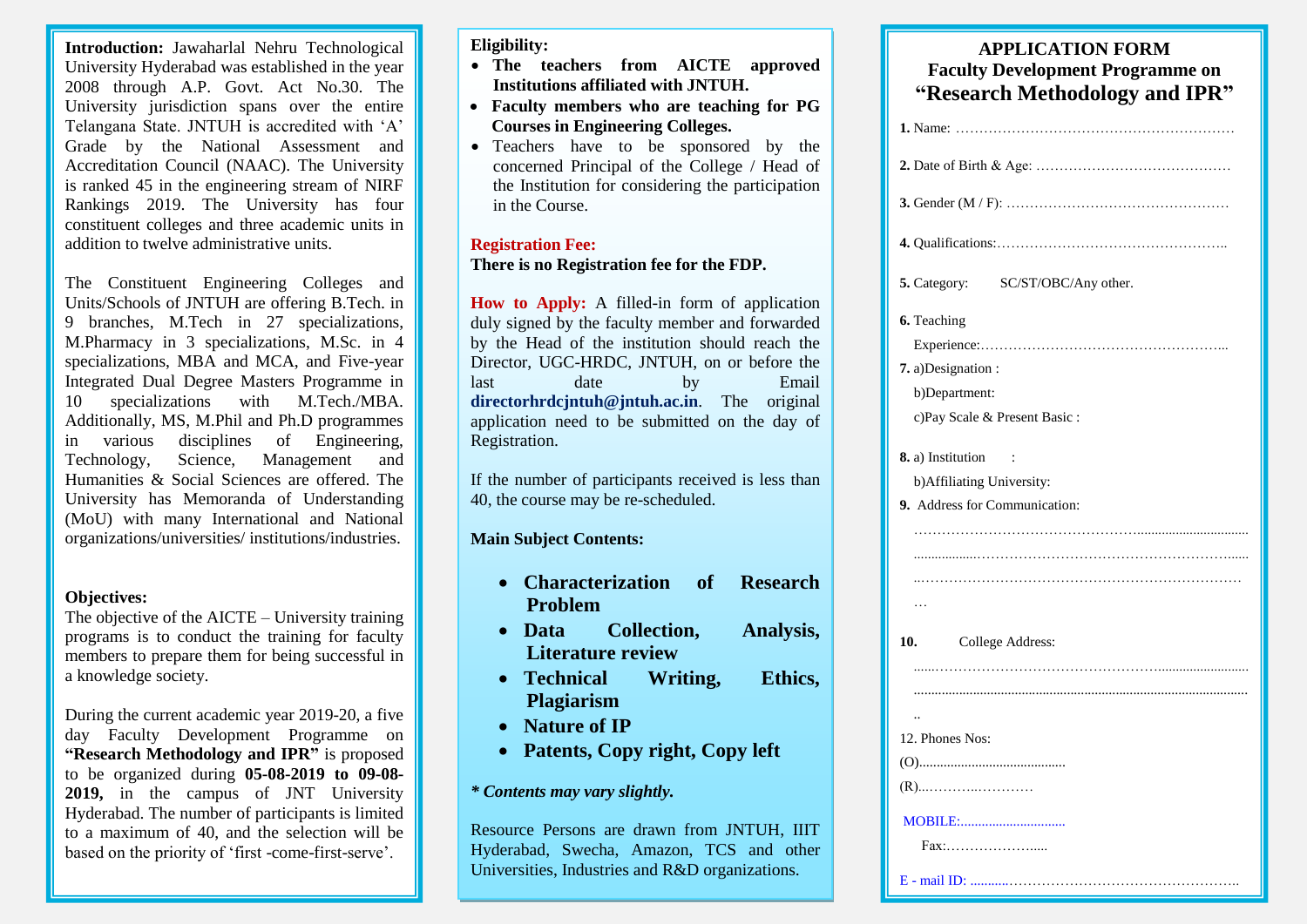**Introduction:** Jawaharlal Nehru Technological University Hyderabad was established in the year 2008 through A.P. Govt. Act No.30. The University jurisdiction spans over the entire Telangana State. JNTUH is accredited with 'A' Grade by the National Assessment and Accreditation Council (NAAC). The University is ranked 45 in the engineering stream of NIRF Rankings 2019. The University has four constituent colleges and three academic units in addition to twelve administrative units.

The Constituent Engineering Colleges and Units/Schools of JNTUH are offering B.Tech. in 9 branches, M.Tech in 27 specializations, M.Pharmacy in 3 specializations, M.Sc. in 4 specializations, MBA and MCA, and Five-year Integrated Dual Degree Masters Programme in 10 specializations with M.Tech./MBA. Additionally, MS, M.Phil and Ph.D programmes in various disciplines of Engineering, Technology, Science, Management and Humanities & Social Sciences are offered. The University has Memoranda of Understanding (MoU) with many International and National organizations/universities/ institutions/industries.

**Objectives:**

The objective of the AICTE – University training programs is to conduct the training for faculty members to prepare them for being successful in a knowledge society.

During the current academic year 2019-20, a five day Faculty Development Programme on **"Research Methodology and IPR"** is proposed to be organized during **05-08-2019 to 09-08-2019,** in the campus of JNT University Hyderabad. The number of participants is limited to a maximum of 40, and the selection will be based on the priority of 'first -come-first-serve'.

**Eligibility:**

- **The teachers from AICTE approved Institutions affiliated with JNTUH.**
- **Faculty members who are teaching for PG Courses in Engineering Colleges.**
- Teachers have to be sponsored by the concerned Principal of the College / Head of the Institution for considering the participation in the Course.

**Registration Fee:**

**There is no Registration fee for the FDP.**

**How to Apply:** A filled-in form of application duly signed by the faculty member and forwarded by the Head of the institution should reach the Director, UGC-HRDC, JNTUH, on or before the last date by Email **directorhrdcjntuh@jntuh.ac.in**. The original application need to be submitted on the day of Registration.

If the number of participants received is less than 40, the course may be re-scheduled.

**Main Subject Contents:**

- **Characterization of Research Problem**
- **Data Collection, Analysis, Literature review**
- **Technical Writing, Ethics, Plagiarism**
- **Nature of IP**
- **Patents, Copy right, Copy left**

***\* Contents may vary slightly.***

Resource Persons are drawn from JNTUH, IIIT Hyderabad, Swecha, Amazon, TCS and other Universities, Industries and R&D organizations.

## APPLICATION FORM

### Faculty Development Programme on

## "Research Methodology and IPR"

**1.** Name: ………………………………………………………

**2.** Date of Birth & Age: ……………………………………

**3.** Gender (M / F): …………………………………………

**4.** Qualifications:…………………………………………..

**5.** Category: SC/ST/OBC/Any other.

**6.** Teaching Experience:……………………………………………...

**7.** a)Designation :

b)Department:

c)Pay Scale & Present Basic :

**8.** a) Institution :

b)Affiliating University:

**9.** Address for Communication:

……………………………………………...............................

...................………………………………………………......

..……………………………………………………………

…

**10.** College Address:

......……………………………………………........................

...............................................................................................

..

12. Phones Nos:

(O).........................................

(R)...………..…………

MOBILE:..............................

Fax:………………....

E - mail ID: ...........……………………………………………